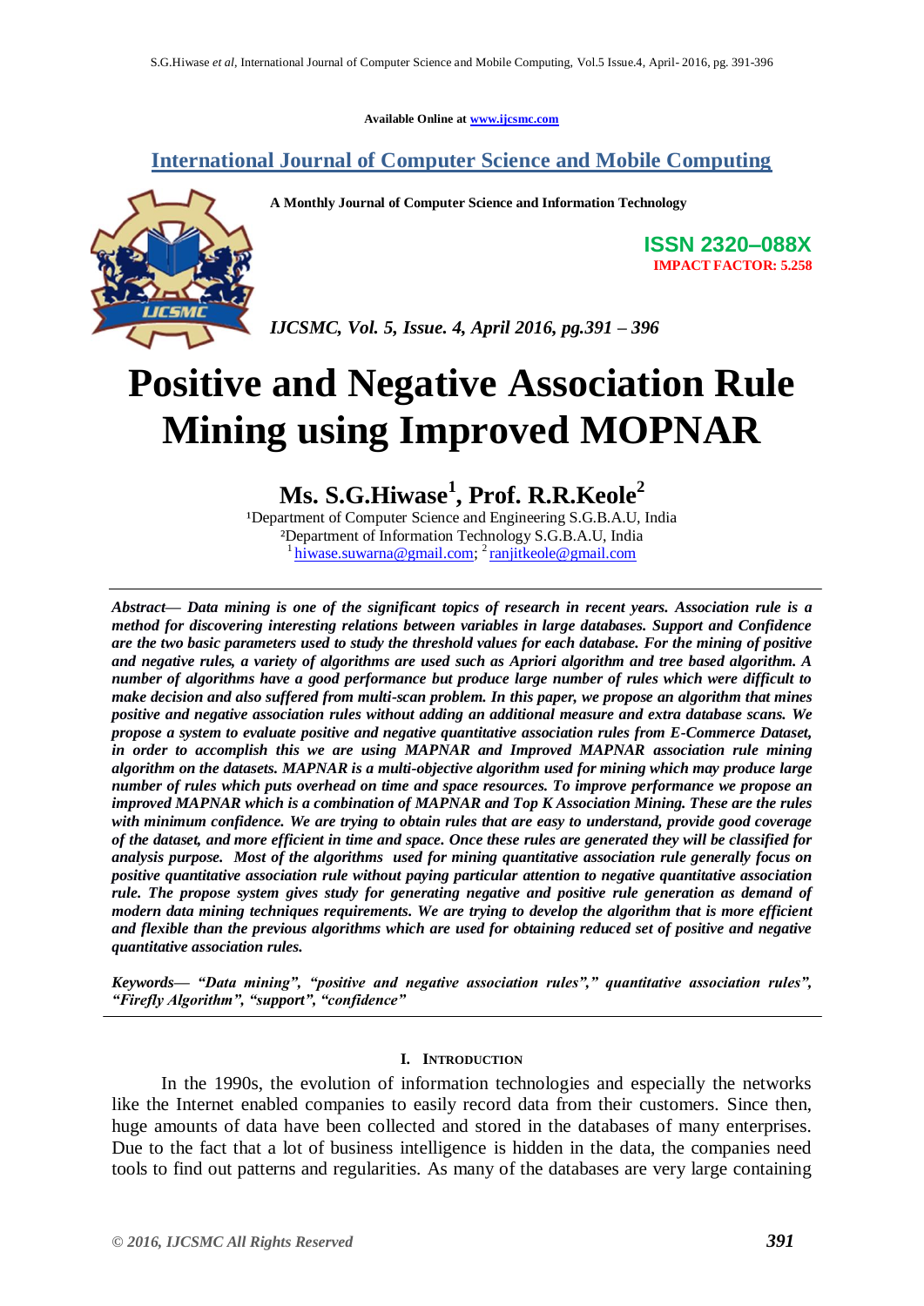Available Online at www.ijcsmc.com

## International Journal of Computer Science and Mobile Computing

**A Monthly Journal of Computer Science and Information Technology**

**ISSN 2320–088X**
**IMPACT FACTOR: 5.258**

*IJCSMC, Vol. 5, Issue. 4, April 2016, pg.391 – 396*

# Positive and Negative Association Rule Mining using Improved MOPNAR

**Ms. S.G.Hiwase[1], Prof. R.R.Keole[2]**

[1]Department of Computer Science and Engineering S.G.B.A.U, India
[2]Department of Information Technology S.G.B.A.U, India
[1] hiwase.suwarna@gmail.com; [2] ranjitkeole@gmail.com

***Abstract*— *Data mining is one of the significant topics of research in recent years. Association rule is a method for discovering interesting relations between variables in large databases. Support and Confidence are the two basic parameters used to study the threshold values for each database. For the mining of positive and negative rules, a variety of algorithms are used such as Apriori algorithm and tree based algorithm. A number of algorithms have a good performance but produce large number of rules which were difficult to make decision and also suffered from multi-scan problem. In this paper, we propose an algorithm that mines positive and negative association rules without adding an additional measure and extra database scans. We propose a system to evaluate positive and negative quantitative association rules from E-Commerce Dataset, in order to accomplish this we are using MAPNAR and Improved MAPNAR association rule mining algorithm on the datasets. MAPNAR is a multi-objective algorithm used for mining which may produce large number of rules which puts overhead on time and space resources. To improve performance we propose an improved MAPNAR which is a combination of MAPNAR and Top K Association Mining. These are the rules with minimum confidence. We are trying to obtain rules that are easy to understand, provide good coverage of the dataset, and more efficient in time and space. Once these rules are generated they will be classified for analysis purpose. Most of the algorithms used for mining quantitative association rule generally focus on positive quantitative association rule without paying particular attention to negative quantitative association rule. The propose system gives study for generating negative and positive rule generation as demand of modern data mining techniques requirements. We are trying to develop the algorithm that is more efficient and flexible than the previous algorithms which are used for obtaining reduced set of positive and negative quantitative association rules.***

***Keywords*— *"Data mining", "positive and negative association rules"," quantitative association rules", "Firefly Algorithm", "support", "confidence"***

## I. Introduction

In the 1990s, the evolution of information technologies and especially the networks like the Internet enabled companies to easily record data from their customers. Since then, huge amounts of data have been collected and stored in the databases of many enterprises. Due to the fact that a lot of business intelligence is hidden in the data, the companies need tools to find out patterns and regularities. As many of the databases are very large containing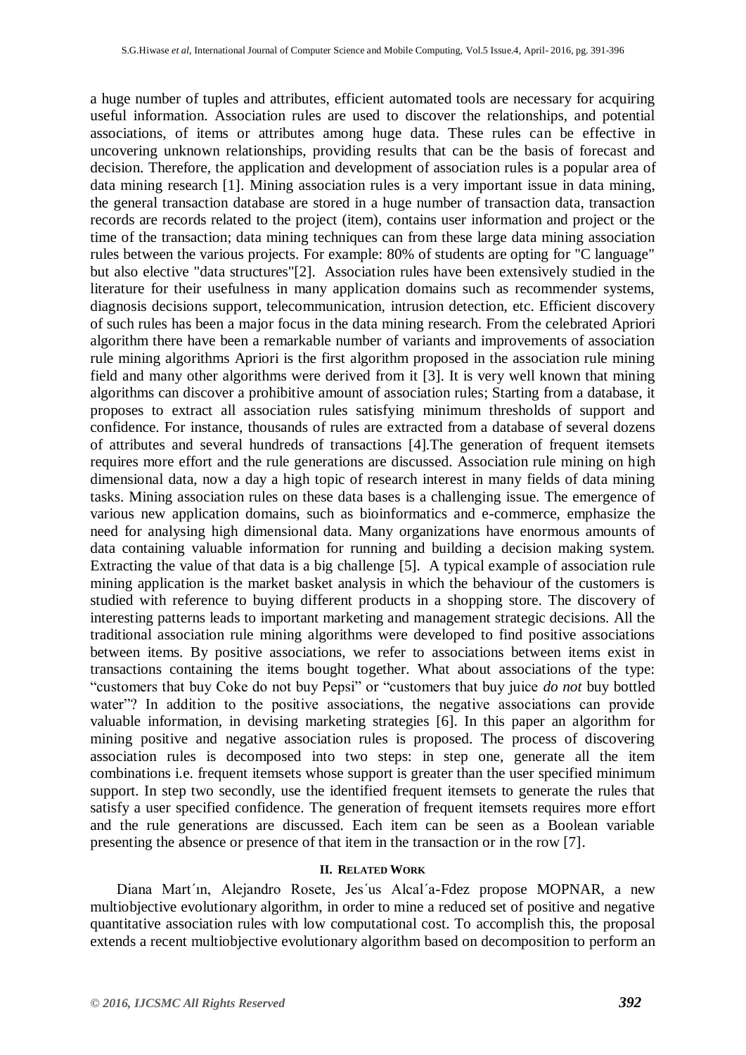a huge number of tuples and attributes, efficient automated tools are necessary for acquiring useful information. Association rules are used to discover the relationships, and potential associations, of items or attributes among huge data. These rules can be effective in uncovering unknown relationships, providing results that can be the basis of forecast and decision. Therefore, the application and development of association rules is a popular area of data mining research [1]. Mining association rules is a very important issue in data mining, the general transaction database are stored in a huge number of transaction data, transaction records are records related to the project (item), contains user information and project or the time of the transaction; data mining techniques can from these large data mining association rules between the various projects. For example: 80% of students are opting for "C language" but also elective "data structures"[2]. Association rules have been extensively studied in the literature for their usefulness in many application domains such as recommender systems, diagnosis decisions support, telecommunication, intrusion detection, etc. Efficient discovery of such rules has been a major focus in the data mining research. From the celebrated Apriori algorithm there have been a remarkable number of variants and improvements of association rule mining algorithms Apriori is the first algorithm proposed in the association rule mining field and many other algorithms were derived from it [3]. It is very well known that mining algorithms can discover a prohibitive amount of association rules; Starting from a database, it proposes to extract all association rules satisfying minimum thresholds of support and confidence. For instance, thousands of rules are extracted from a database of several dozens of attributes and several hundreds of transactions [4].The generation of frequent itemsets requires more effort and the rule generations are discussed. Association rule mining on high dimensional data, now a day a high topic of research interest in many fields of data mining tasks. Mining association rules on these data bases is a challenging issue. The emergence of various new application domains, such as bioinformatics and e-commerce, emphasize the need for analysing high dimensional data. Many organizations have enormous amounts of data containing valuable information for running and building a decision making system. Extracting the value of that data is a big challenge [5]. A typical example of association rule mining application is the market basket analysis in which the behaviour of the customers is studied with reference to buying different products in a shopping store. The discovery of interesting patterns leads to important marketing and management strategic decisions. All the traditional association rule mining algorithms were developed to find positive associations between items. By positive associations, we refer to associations between items exist in transactions containing the items bought together. What about associations of the type: "customers that buy Coke do not buy Pepsi" or "customers that buy juice *do not* buy bottled water"? In addition to the positive associations, the negative associations can provide valuable information, in devising marketing strategies [6]. In this paper an algorithm for mining positive and negative association rules is proposed. The process of discovering association rules is decomposed into two steps: in step one, generate all the item combinations i.e. frequent itemsets whose support is greater than the user specified minimum support. In step two secondly, use the identified frequent itemsets to generate the rules that satisfy a user specified confidence. The generation of frequent itemsets requires more effort and the rule generations are discussed. Each item can be seen as a Boolean variable presenting the absence or presence of that item in the transaction or in the row [7].

## II. RELATED WORK

Diana Mart´ın, Alejandro Rosete, Jes´us Alcal´a-Fdez propose MOPNAR, a new multiobjective evolutionary algorithm, in order to mine a reduced set of positive and negative quantitative association rules with low computational cost. To accomplish this, the proposal extends a recent multiobjective evolutionary algorithm based on decomposition to perform an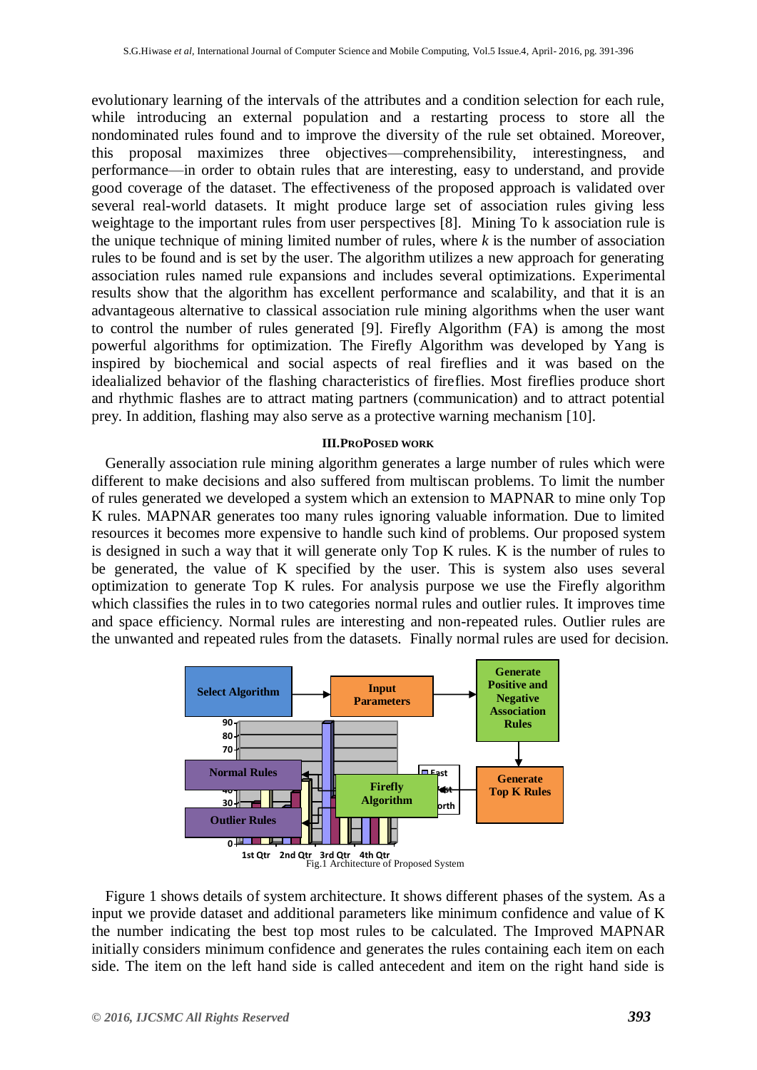evolutionary learning of the intervals of the attributes and a condition selection for each rule, while introducing an external population and a restarting process to store all the nondominated rules found and to improve the diversity of the rule set obtained. Moreover, this proposal maximizes three objectives—comprehensibility, interestingness, and performance—in order to obtain rules that are interesting, easy to understand, and provide good coverage of the dataset. The effectiveness of the proposed approach is validated over several real-world datasets. It might produce large set of association rules giving less weightage to the important rules from user perspectives [8]. Mining To k association rule is the unique technique of mining limited number of rules, where *k* is the number of association rules to be found and is set by the user. The algorithm utilizes a new approach for generating association rules named rule expansions and includes several optimizations. Experimental results show that the algorithm has excellent performance and scalability, and that it is an advantageous alternative to classical association rule mining algorithms when the user want to control the number of rules generated [9]. Firefly Algorithm (FA) is among the most powerful algorithms for optimization. The Firefly Algorithm was developed by Yang is inspired by biochemical and social aspects of real fireflies and it was based on the idealialized behavior of the flashing characteristics of fireflies. Most fireflies produce short and rhythmic flashes are to attract mating partners (communication) and to attract potential prey. In addition, flashing may also serve as a protective warning mechanism [10].

## III. PROPOSED WORK

Generally association rule mining algorithm generates a large number of rules which were different to make decisions and also suffered from multiscan problems. To limit the number of rules generated we developed a system which an extension to MAPNAR to mine only Top K rules. MAPNAR generates too many rules ignoring valuable information. Due to limited resources it becomes more expensive to handle such kind of problems. Our proposed system is designed in such a way that it will generate only Top K rules. K is the number of rules to be generated, the value of K specified by the user. This is system also uses several optimization to generate Top K rules. For analysis purpose we use the Firefly algorithm which classifies the rules in to two categories normal rules and outlier rules. It improves time and space efficiency. Normal rules are interesting and non-repeated rules. Outlier rules are the unwanted and repeated rules from the datasets. Finally normal rules are used for decision.

Select Algorithm → Input Parameters → Generate Positive and Negative Association Rules → Generate Top K Rules → Firefly Algorithm → Normal Rules / Outlier Rules

Fig.1 Architecture of Proposed System

Figure 1 shows details of system architecture. It shows different phases of the system. As a input we provide dataset and additional parameters like minimum confidence and value of K the number indicating the best top most rules to be calculated. The Improved MAPNAR initially considers minimum confidence and generates the rules containing each item on each side. The item on the left hand side is called antecedent and item on the right hand side is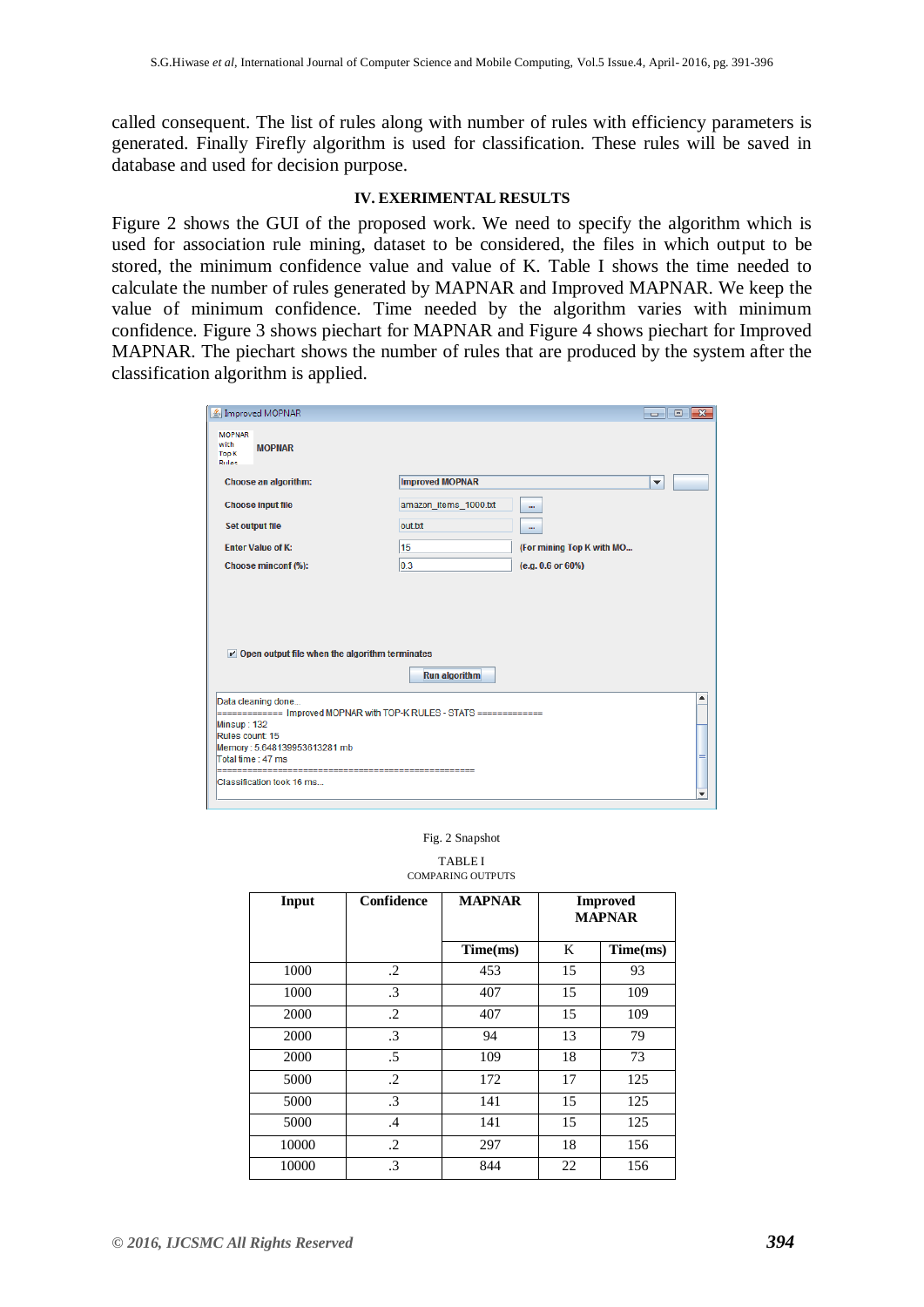called consequent. The list of rules along with number of rules with efficiency parameters is generated. Finally Firefly algorithm is used for classification. These rules will be saved in database and used for decision purpose.

## IV. EXERIMENTAL RESULTS

Figure 2 shows the GUI of the proposed work. We need to specify the algorithm which is used for association rule mining, dataset to be considered, the files in which output to be stored, the minimum confidence value and value of K. Table I shows the time needed to calculate the number of rules generated by MAPNAR and Improved MAPNAR. We keep the value of minimum confidence. Time needed by the algorithm varies with minimum confidence. Figure 3 shows piechart for MAPNAR and Figure 4 shows piechart for Improved MAPNAR. The piechart shows the number of rules that are produced by the system after the classification algorithm is applied.

Fig. 2 Snapshot

TABLE I
COMPARING OUTPUTS

| Input | Confidence | MAPNAR | Improved MAPNAR | |
|---|---|---|---|---|
| | | Time(ms) | K | Time(ms) |
| 1000 | .2 | 453 | 15 | 93 |
| 1000 | .3 | 407 | 15 | 109 |
| 2000 | .2 | 407 | 15 | 109 |
| 2000 | .3 | 94 | 13 | 79 |
| 2000 | .5 | 109 | 18 | 73 |
| 5000 | .2 | 172 | 17 | 125 |
| 5000 | .3 | 141 | 15 | 125 |
| 5000 | .4 | 141 | 15 | 125 |
| 10000 | .2 | 297 | 18 | 156 |
| 10000 | .3 | 844 | 22 | 156 |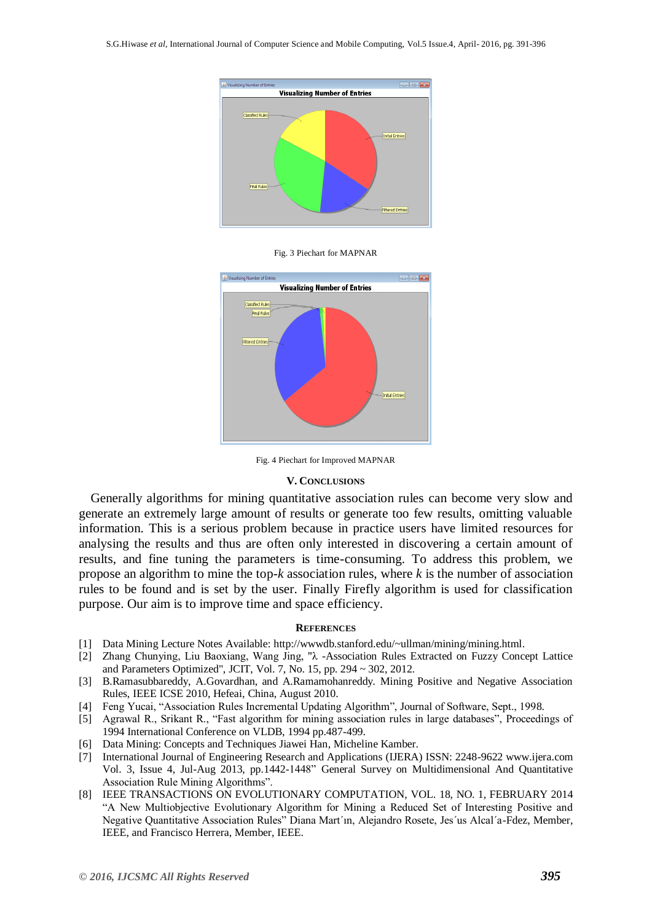Fig. 3 Piechart for MAPNAR

Fig. 4 Piechart for Improved MAPNAR

## V. CONCLUSIONS

Generally algorithms for mining quantitative association rules can become very slow and generate an extremely large amount of results or generate too few results, omitting valuable information. This is a serious problem because in practice users have limited resources for analysing the results and thus are often only interested in discovering a certain amount of results, and fine tuning the parameters is time-consuming. To address this problem, we propose an algorithm to mine the top-*k* association rules, where *k* is the number of association rules to be found and is set by the user. Finally Firefly algorithm is used for classification purpose. Our aim is to improve time and space efficiency.

## REFERENCES

[1] Data Mining Lecture Notes Available: http://wwwdb.stanford.edu/~ullman/mining/mining.html.

[2] Zhang Chunying, Liu Baoxiang, Wang Jing, "λ -Association Rules Extracted on Fuzzy Concept Lattice and Parameters Optimized", JCIT, Vol. 7, No. 15, pp. 294 ~ 302, 2012.

[3] B.Ramasubbareddy, A.Govardhan, and A.Ramamohanreddy. Mining Positive and Negative Association Rules, IEEE ICSE 2010, Hefeai, China, August 2010.

[4] Feng Yucai, "Association Rules Incremental Updating Algorithm", Journal of Software, Sept., 1998.

[5] Agrawal R., Srikant R., "Fast algorithm for mining association rules in large databases", Proceedings of 1994 International Conference on VLDB, 1994 pp.487-499.

[6] Data Mining: Concepts and Techniques Jiawei Han, Micheline Kamber.

[7] International Journal of Engineering Research and Applications (IJERA) ISSN: 2248-9622 www.ijera.com Vol. 3, Issue 4, Jul-Aug 2013, pp.1442-1448" General Survey on Multidimensional And Quantitative Association Rule Mining Algorithms".

[8] IEEE TRANSACTIONS ON EVOLUTIONARY COMPUTATION, VOL. 18, NO. 1, FEBRUARY 2014 "A New Multiobjective Evolutionary Algorithm for Mining a Reduced Set of Interesting Positive and Negative Quantitative Association Rules" Diana Mart´ın, Alejandro Rosete, Jes´us Alcal´a-Fdez, Member, IEEE, and Francisco Herrera, Member, IEEE.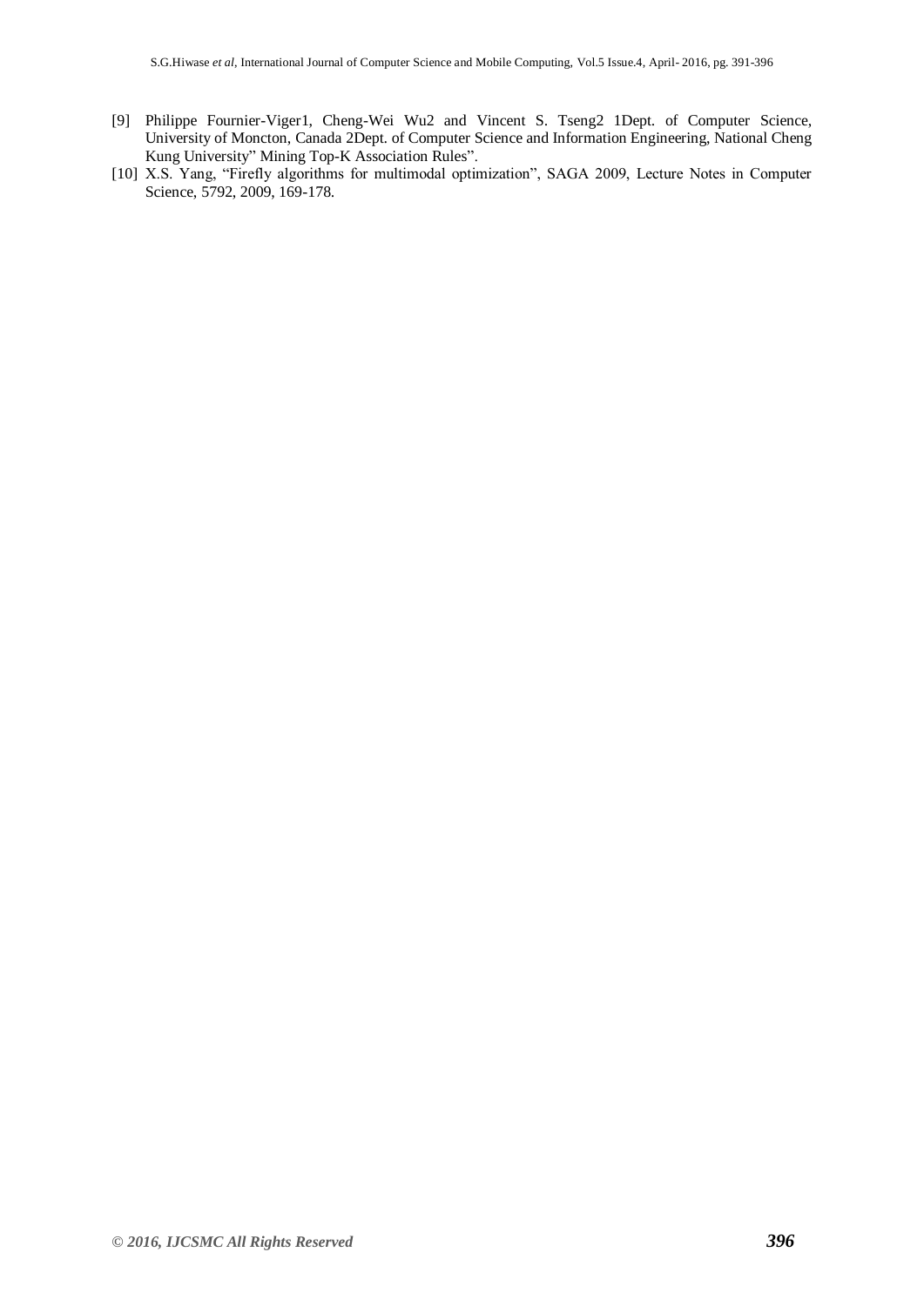[9] Philippe Fournier-Viger1, Cheng-Wei Wu2 and Vincent S. Tseng2 1Dept. of Computer Science, University of Moncton, Canada 2Dept. of Computer Science and Information Engineering, National Cheng Kung University" Mining Top-K Association Rules".

[10] X.S. Yang, "Firefly algorithms for multimodal optimization", SAGA 2009, Lecture Notes in Computer Science, 5792, 2009, 169-178.